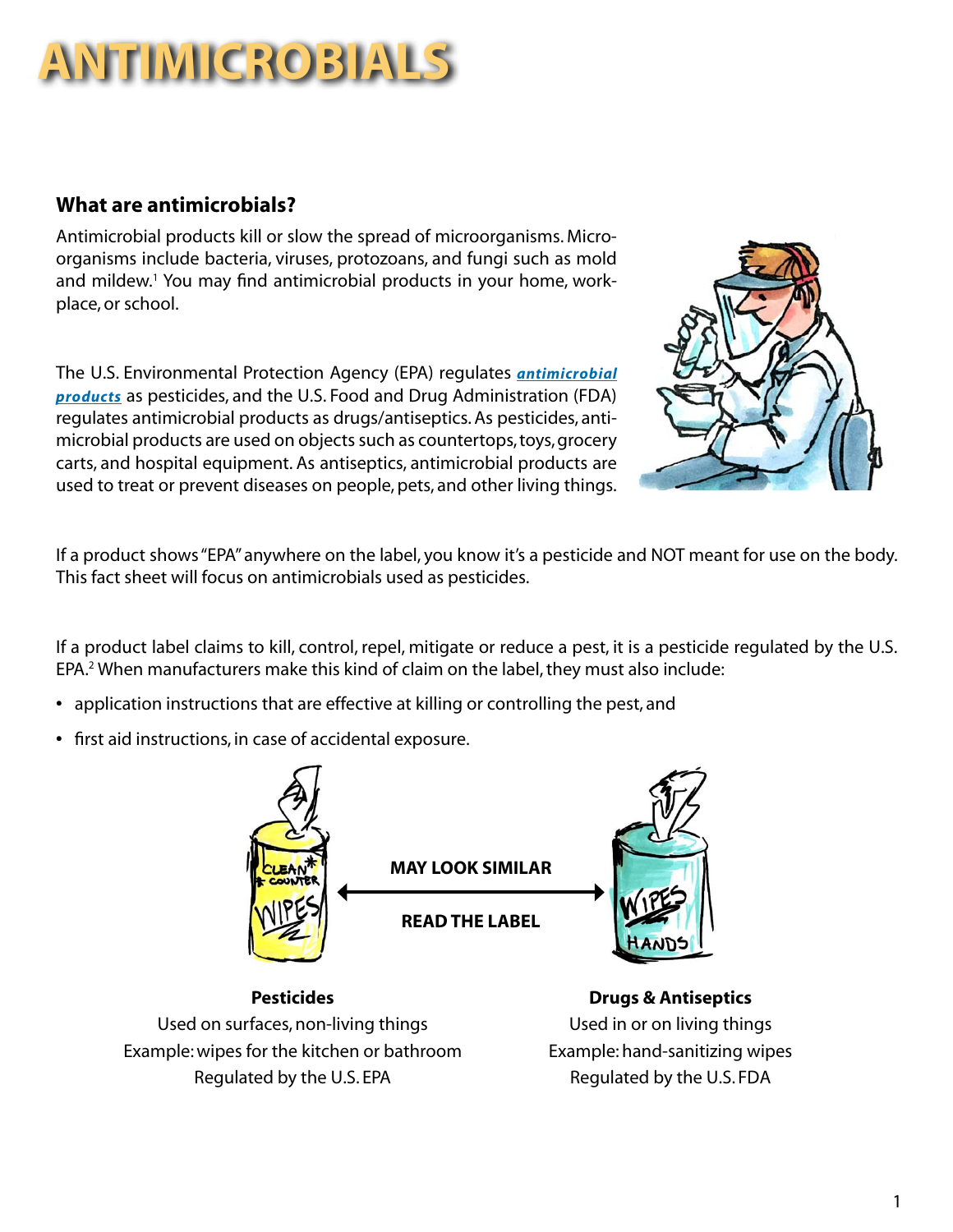# ANTIMICROBIALS

## What are antimicrobials?

Antimicrobial products kill or slow the spread of microorganisms. Microorganisms include bacteria, viruses, protozoans, and fungi such as mold and mildew.[1] You may find antimicrobial products in your home, workplace, or school.

The U.S. Environmental Protection Agency (EPA) regulates ***antimicrobial products*** as pesticides, and the U.S. Food and Drug Administration (FDA) regulates antimicrobial products as drugs/antiseptics. As pesticides, antimicrobial products are used on objects such as countertops, toys, grocery carts, and hospital equipment. As antiseptics, antimicrobial products are used to treat or prevent diseases on people, pets, and other living things.

If a product shows "EPA" anywhere on the label, you know it's a pesticide and NOT meant for use on the body. This fact sheet will focus on antimicrobials used as pesticides.

If a product label claims to kill, control, repel, mitigate or reduce a pest, it is a pesticide regulated by the U.S. EPA.[2] When manufacturers make this kind of claim on the label, they must also include:

- application instructions that are effective at killing or controlling the pest, and
- first aid instructions, in case of accidental exposure.

**MAY LOOK SIMILAR**

**READ THE LABEL**

| **Pesticides** | **Drugs & Antiseptics** |
| --- | --- |
| Used on surfaces, non-living things | Used in or on living things |
| Example: wipes for the kitchen or bathroom | Example: hand-sanitizing wipes |
| Regulated by the U.S. EPA | Regulated by the U.S. FDA |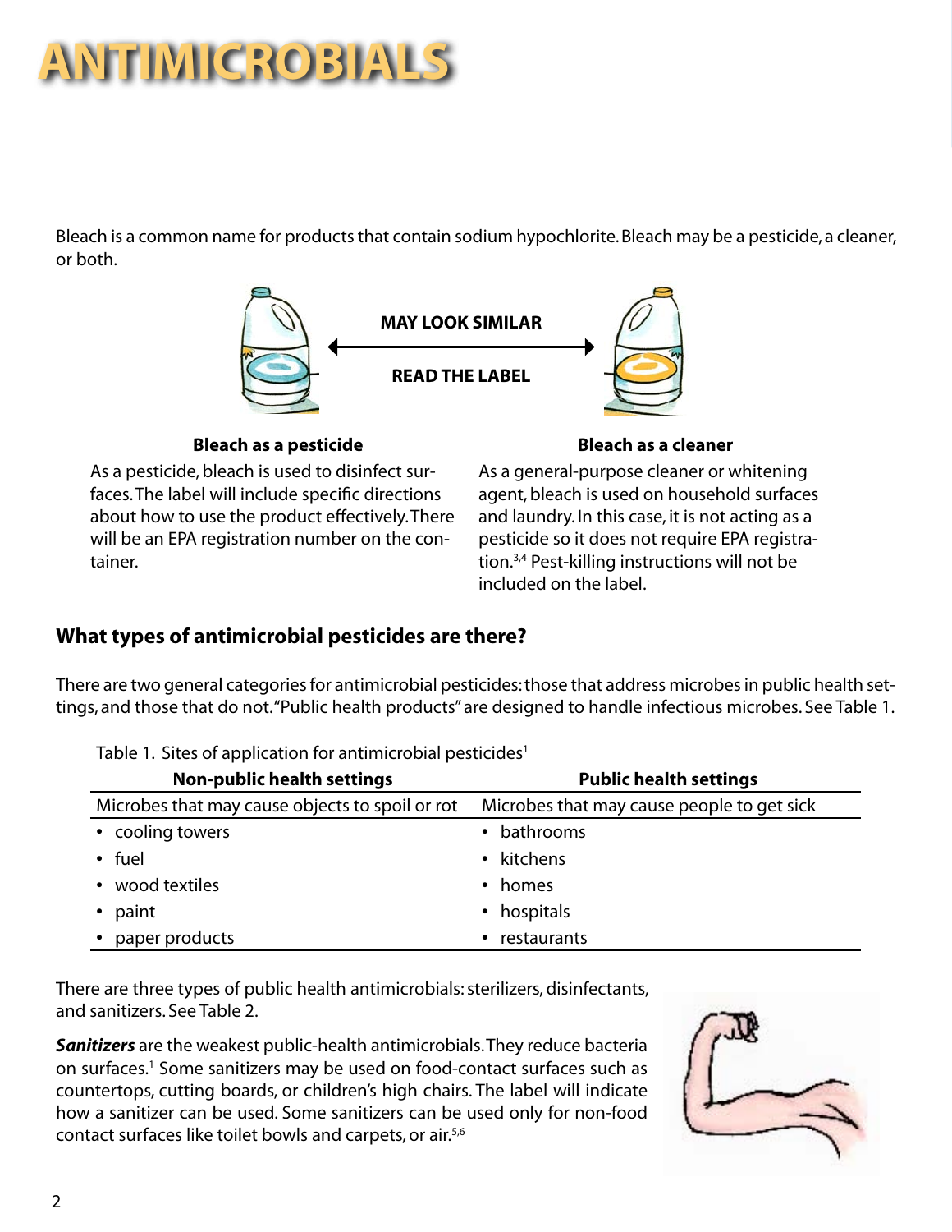# ANTIMICROBIALS

Bleach is a common name for products that contain sodium hypochlorite. Bleach may be a pesticide, a cleaner, or both.

MAY LOOK SIMILAR

READ THE LABEL

**Bleach as a pesticide**

As a pesticide, bleach is used to disinfect surfaces. The label will include specific directions about how to use the product effectively. There will be an EPA registration number on the container.

**Bleach as a cleaner**

As a general-purpose cleaner or whitening agent, bleach is used on household surfaces and laundry. In this case, it is not acting as a pesticide so it does not require EPA registration.[3,4] Pest-killing instructions will not be included on the label.

## What types of antimicrobial pesticides are there?

There are two general categories for antimicrobial pesticides: those that address microbes in public health settings, and those that do not. "Public health products" are designed to handle infectious microbes. See Table 1.

Table 1. Sites of application for antimicrobial pesticides[1]

| Non-public health settings | Public health settings |
|---|---|
| Microbes that may cause objects to spoil or rot | Microbes that may cause people to get sick |
| • cooling towers | • bathrooms |
| • fuel | • kitchens |
| • wood textiles | • homes |
| • paint | • hospitals |
| • paper products | • restaurants |

There are three types of public health antimicrobials: sterilizers, disinfectants, and sanitizers. See Table 2.

***Sanitizers*** are the weakest public-health antimicrobials. They reduce bacteria on surfaces.[1] Some sanitizers may be used on food-contact surfaces such as countertops, cutting boards, or children's high chairs. The label will indicate how a sanitizer can be used. Some sanitizers can be used only for non-food contact surfaces like toilet bowls and carpets, or air.[5,6]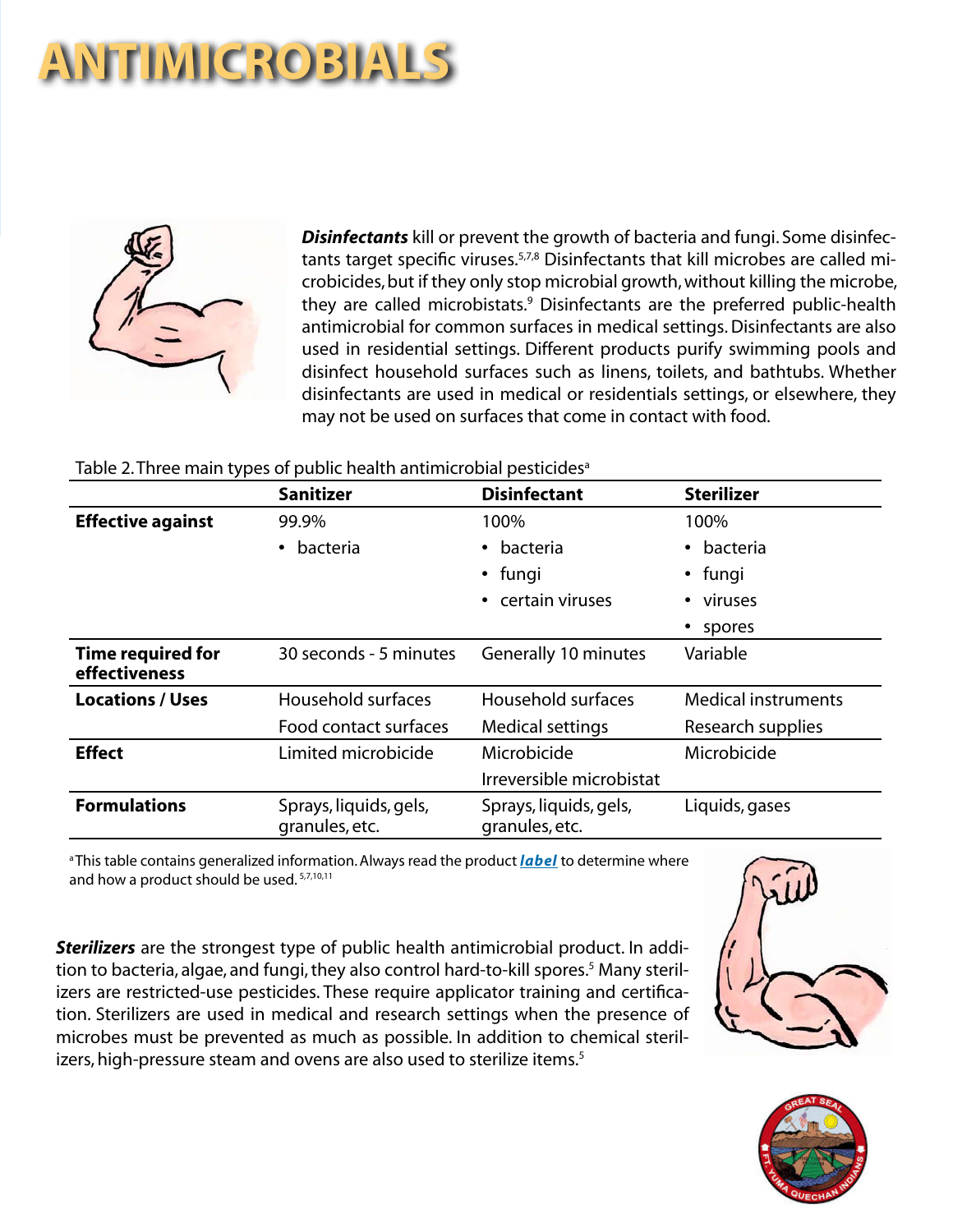# ANTIMICROBIALS

***Disinfectants*** kill or prevent the growth of bacteria and fungi. Some disinfectants target specific viruses.[5,7,8] Disinfectants that kill microbes are called microbicides, but if they only stop microbial growth, without killing the microbe, they are called microbistats.[9] Disinfectants are the preferred public-health antimicrobial for common surfaces in medical settings. Disinfectants are also used in residential settings. Different products purify swimming pools and disinfect household surfaces such as linens, toilets, and bathtubs. Whether disinfectants are used in medical or residentials settings, or elsewhere, they may not be used on surfaces that come in contact with food.

Table 2. Three main types of public health antimicrobial pesticides[a]

| | Sanitizer | Disinfectant | Sterilizer |
|---|---|---|---|
| **Effective against** | 99.9%<br>• bacteria | 100%<br>• bacteria<br>• fungi<br>• certain viruses | 100%<br>• bacteria<br>• fungi<br>• viruses<br>• spores |
| **Time required for effectiveness** | 30 seconds - 5 minutes | Generally 10 minutes | Variable |
| **Locations / Uses** | Household surfaces<br>Food contact surfaces | Household surfaces<br>Medical settings | Medical instruments<br>Research supplies |
| **Effect** | Limited microbicide | Microbicide<br>Irreversible microbistat | Microbicide |
| **Formulations** | Sprays, liquids, gels, granules, etc. | Sprays, liquids, gels, granules, etc. | Liquids, gases |

[a]This table contains generalized information. Always read the product ***label*** to determine where and how a product should be used.[5,7,10,11]

***Sterilizers*** are the strongest type of public health antimicrobial product. In addition to bacteria, algae, and fungi, they also control hard-to-kill spores.[5] Many sterilizers are restricted-use pesticides. These require applicator training and certification. Sterilizers are used in medical and research settings when the presence of microbes must be prevented as much as possible. In addition to chemical sterilizers, high-pressure steam and ovens are also used to sterilize items.[5]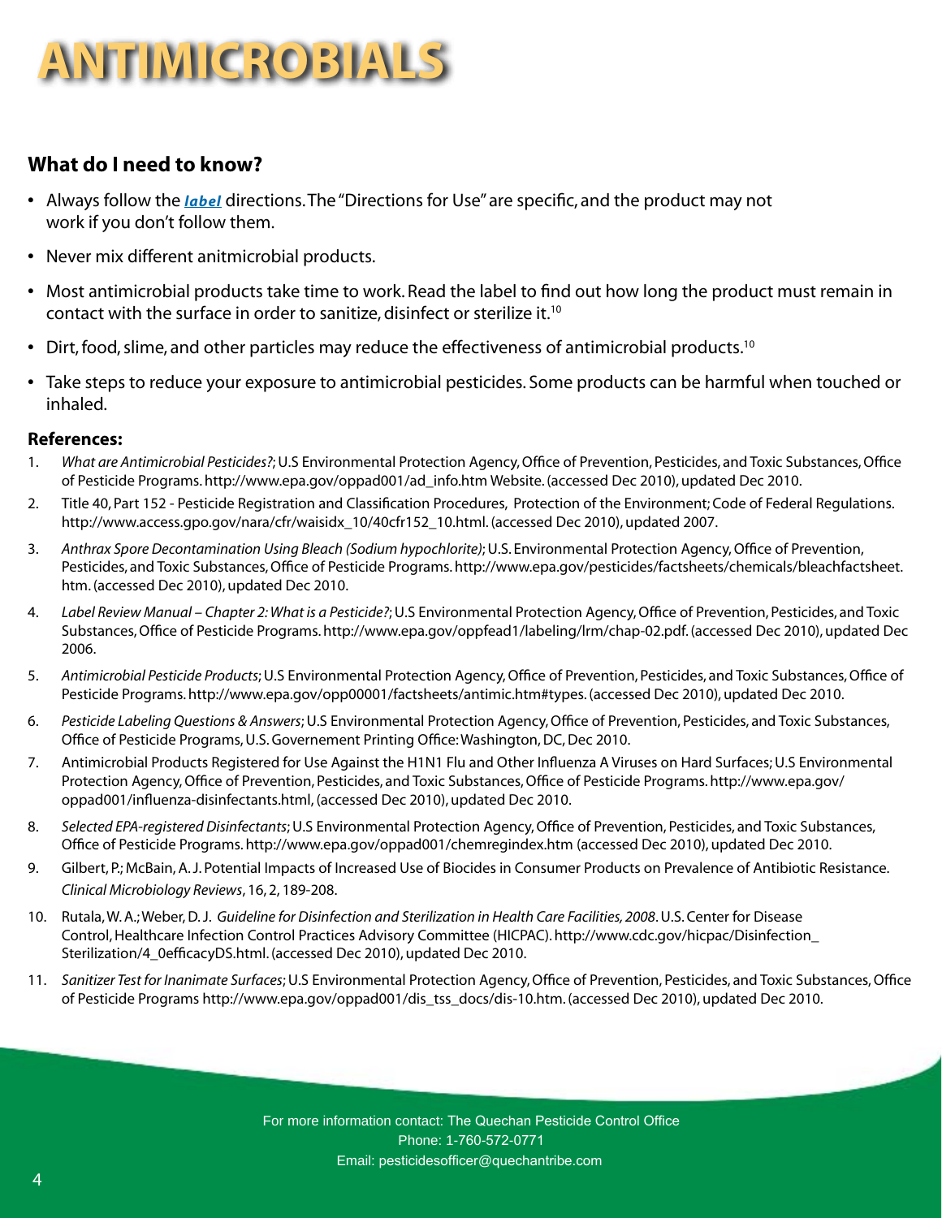# ANTIMICROBIALS

## What do I need to know?

- Always follow the ***label*** directions. The "Directions for Use" are specific, and the product may not work if you don't follow them.
- Never mix different anitmicrobial products.
- Most antimicrobial products take time to work. Read the label to find out how long the product must remain in contact with the surface in order to sanitize, disinfect or sterilize it.[10]
- Dirt, food, slime, and other particles may reduce the effectiveness of antimicrobial products.[10]
- Take steps to reduce your exposure to antimicrobial pesticides. Some products can be harmful when touched or inhaled.

### References:

1. *What are Antimicrobial Pesticides?*; U.S Environmental Protection Agency, Office of Prevention, Pesticides, and Toxic Substances, Office of Pesticide Programs. http://www.epa.gov/oppad001/ad_info.htm Website. (accessed Dec 2010), updated Dec 2010.
2. Title 40, Part 152 - Pesticide Registration and Classification Procedures, Protection of the Environment; Code of Federal Regulations. http://www.access.gpo.gov/nara/cfr/waisidx_10/40cfr152_10.html. (accessed Dec 2010), updated 2007.
3. *Anthrax Spore Decontamination Using Bleach (Sodium hypochlorite)*; U.S. Environmental Protection Agency, Office of Prevention, Pesticides, and Toxic Substances, Office of Pesticide Programs. http://www.epa.gov/pesticides/factsheets/chemicals/bleachfactsheet.htm. (accessed Dec 2010), updated Dec 2010.
4. *Label Review Manual – Chapter 2: What is a Pesticide?*; U.S Environmental Protection Agency, Office of Prevention, Pesticides, and Toxic Substances, Office of Pesticide Programs. http://www.epa.gov/oppfead1/labeling/lrm/chap-02.pdf. (accessed Dec 2010), updated Dec 2006.
5. *Antimicrobial Pesticide Products*; U.S Environmental Protection Agency, Office of Prevention, Pesticides, and Toxic Substances, Office of Pesticide Programs. http://www.epa.gov/opp00001/factsheets/antimic.htm#types. (accessed Dec 2010), updated Dec 2010.
6. *Pesticide Labeling Questions & Answers*; U.S Environmental Protection Agency, Office of Prevention, Pesticides, and Toxic Substances, Office of Pesticide Programs, U.S. Governement Printing Office: Washington, DC, Dec 2010.
7. Antimicrobial Products Registered for Use Against the H1N1 Flu and Other Influenza A Viruses on Hard Surfaces; U.S Environmental Protection Agency, Office of Prevention, Pesticides, and Toxic Substances, Office of Pesticide Programs. http://www.epa.gov/oppad001/influenza-disinfectants.html, (accessed Dec 2010), updated Dec 2010.
8. *Selected EPA-registered Disinfectants*; U.S Environmental Protection Agency, Office of Prevention, Pesticides, and Toxic Substances, Office of Pesticide Programs. http://www.epa.gov/oppad001/chemregindex.htm (accessed Dec 2010), updated Dec 2010.
9. Gilbert, P.; McBain, A. J. Potential Impacts of Increased Use of Biocides in Consumer Products on Prevalence of Antibiotic Resistance. *Clinical Microbiology Reviews*, 16, 2, 189-208.
10. Rutala, W. A.; Weber, D. J. *Guideline for Disinfection and Sterilization in Health Care Facilities, 2008*. U.S. Center for Disease Control, Healthcare Infection Control Practices Advisory Committee (HICPAC). http://www.cdc.gov/hicpac/Disinfection_Sterilization/4_0efficacyDS.html. (accessed Dec 2010), updated Dec 2010.
11. *Sanitizer Test for Inanimate Surfaces*; U.S Environmental Protection Agency, Office of Prevention, Pesticides, and Toxic Substances, Office of Pesticide Programs http://www.epa.gov/oppad001/dis_tss_docs/dis-10.htm. (accessed Dec 2010), updated Dec 2010.

For more information contact: The Quechan Pesticide Control Office
Phone: 1-760-572-0771
Email: pesticidesofficer@quechantribe.com